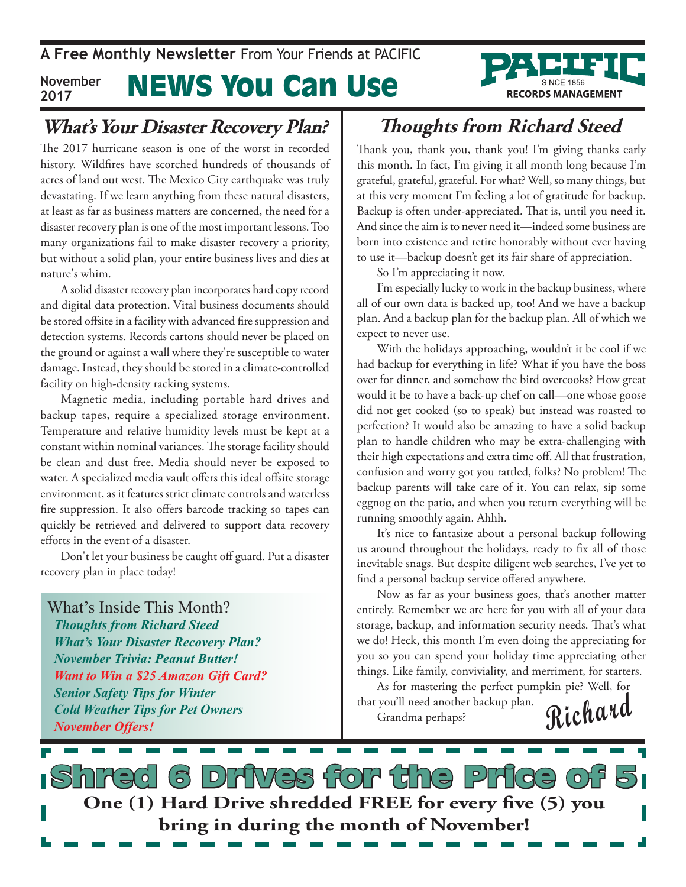**A Free Monthly Newsletter** From Your Friends at PACIFIC

November 2017

# NEWS You Can Use

PACIFIC SINCE 1856 RECORDS MANAGEMENT

## What's Your Disaster Recovery Plan?

The 2017 hurricane season is one of the worst in recorded history. Wildfires have scorched hundreds of thousands of acres of land out west. The Mexico City earthquake was truly devastating. If we learn anything from these natural disasters, at least as far as business matters are concerned, the need for a disaster recovery plan is one of the most important lessons. Too many organizations fail to make disaster recovery a priority, but without a solid plan, your entire business lives and dies at nature's whim.

A solid disaster recovery plan incorporates hard copy record and digital data protection. Vital business documents should be stored offsite in a facility with advanced fire suppression and detection systems. Records cartons should never be placed on the ground or against a wall where they're susceptible to water damage. Instead, they should be stored in a climate-controlled facility on high-density racking systems.

Magnetic media, including portable hard drives and backup tapes, require a specialized storage environment. Temperature and relative humidity levels must be kept at a constant within nominal variances. The storage facility should be clean and dust free. Media should never be exposed to water. A specialized media vault offers this ideal offsite storage environment, as it features strict climate controls and waterless fire suppression. It also offers barcode tracking so tapes can quickly be retrieved and delivered to support data recovery efforts in the event of a disaster.

Don't let your business be caught off guard. Put a disaster recovery plan in place today!

What's Inside This Month?

- ***Thoughts from Richard Steed***
- ***What's Your Disaster Recovery Plan?***
- ***November Trivia: Peanut Butter!***
- ***Want to Win a $25 Amazon Gift Card?***
- ***Senior Safety Tips for Winter***
- ***Cold Weather Tips for Pet Owners***
- ***November Offers!***

## Thoughts from Richard Steed

Thank you, thank you, thank you! I'm giving thanks early this month. In fact, I'm giving it all month long because I'm grateful, grateful, grateful. For what? Well, so many things, but at this very moment I'm feeling a lot of gratitude for backup. Backup is often under-appreciated. That is, until you need it. And since the aim is to never need it—indeed some business are born into existence and retire honorably without ever having to use it—backup doesn't get its fair share of appreciation.

So I'm appreciating it now.

I'm especially lucky to work in the backup business, where all of our own data is backed up, too! And we have a backup plan. And a backup plan for the backup plan. All of which we expect to never use.

With the holidays approaching, wouldn't it be cool if we had backup for everything in life? What if you have the boss over for dinner, and somehow the bird overcooks? How great would it be to have a back-up chef on call—one whose goose did not get cooked (so to speak) but instead was roasted to perfection? It would also be amazing to have a solid backup plan to handle children who may be extra-challenging with their high expectations and extra time off. All that frustration, confusion and worry got you rattled, folks? No problem! The backup parents will take care of it. You can relax, sip some eggnog on the patio, and when you return everything will be running smoothly again. Ahhh.

It's nice to fantasize about a personal backup following us around throughout the holidays, ready to fix all of those inevitable snags. But despite diligent web searches, I've yet to find a personal backup service offered anywhere.

Now as far as your business goes, that's another matter entirely. Remember we are here for you with all of your data storage, backup, and information security needs. That's what we do! Heck, this month I'm even doing the appreciating for you so you can spend your holiday time appreciating other things. Like family, conviviality, and merriment, for starters.

As for mastering the perfect pumpkin pie? Well, for that you'll need another backup plan.

Grandma perhaps?

Richard

## Shred 6 Drives for the Price of 5

**One (1) Hard Drive shredded FREE for every five (5) you bring in during the month of November!**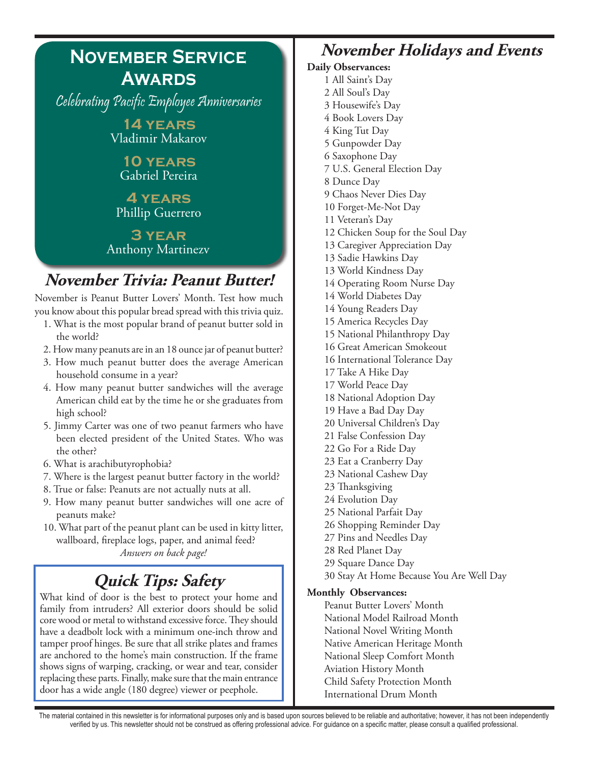# November Service Awards

*Celebrating Pacific Employee Anniversaries*

**14 years**
Vladimir Makarov

**10 years**
Gabriel Pereira

**4 years**
Phillip Guerrero

**3 year**
Anthony Martinezv

## *November Trivia: Peanut Butter!*

November is Peanut Butter Lovers' Month. Test how much you know about this popular bread spread with this trivia quiz.

1. What is the most popular brand of peanut butter sold in the world?
2. How many peanuts are in an 18 ounce jar of peanut butter?
3. How much peanut butter does the average American household consume in a year?
4. How many peanut butter sandwiches will the average American child eat by the time he or she graduates from high school?
5. Jimmy Carter was one of two peanut farmers who have been elected president of the United States. Who was the other?
6. What is arachibutyrophobia?
7. Where is the largest peanut butter factory in the world?
8. True or false: Peanuts are not actually nuts at all.
9. How many peanut butter sandwiches will one acre of peanuts make?
10. What part of the peanut plant can be used in kitty litter, wallboard, fireplace logs, paper, and animal feed?

*Answers on back page!*

## *Quick Tips: Safety*

What kind of door is the best to protect your home and family from intruders? All exterior doors should be solid core wood or metal to withstand excessive force. They should have a deadbolt lock with a minimum one-inch throw and tamper proof hinges. Be sure that all strike plates and frames are anchored to the home's main construction. If the frame shows signs of warping, cracking, or wear and tear, consider replacing these parts. Finally, make sure that the main entrance door has a wide angle (180 degree) viewer or peephole.

## *November Holidays and Events*

**Daily Observances:**

1 All Saint's Day
2 All Soul's Day
3 Housewife's Day
4 Book Lovers Day
4 King Tut Day
5 Gunpowder Day
6 Saxophone Day
7 U.S. General Election Day
8 Dunce Day
9 Chaos Never Dies Day
10 Forget-Me-Not Day
11 Veteran's Day
12 Chicken Soup for the Soul Day
13 Caregiver Appreciation Day
13 Sadie Hawkins Day
13 World Kindness Day
14 Operating Room Nurse Day
14 World Diabetes Day
14 Young Readers Day
15 America Recycles Day
15 National Philanthropy Day
16 Great American Smokeout
16 International Tolerance Day
17 Take A Hike Day
17 World Peace Day
18 National Adoption Day
19 Have a Bad Day Day
20 Universal Children's Day
21 False Confession Day
22 Go For a Ride Day
23 Eat a Cranberry Day
23 National Cashew Day
23 Thanksgiving
24 Evolution Day
25 National Parfait Day
26 Shopping Reminder Day
27 Pins and Needles Day
28 Red Planet Day
29 Square Dance Day
30 Stay At Home Because You Are Well Day

**Monthly Observances:**

Peanut Butter Lovers' Month
National Model Railroad Month
National Novel Writing Month
Native American Heritage Month
National Sleep Comfort Month
Aviation History Month
Child Safety Protection Month
International Drum Month

The material contained in this newsletter is for informational purposes only and is based upon sources believed to be reliable and authoritative; however, it has not been independently verified by us. This newsletter should not be construed as offering professional advice. For guidance on a specific matter, please consult a qualified professional.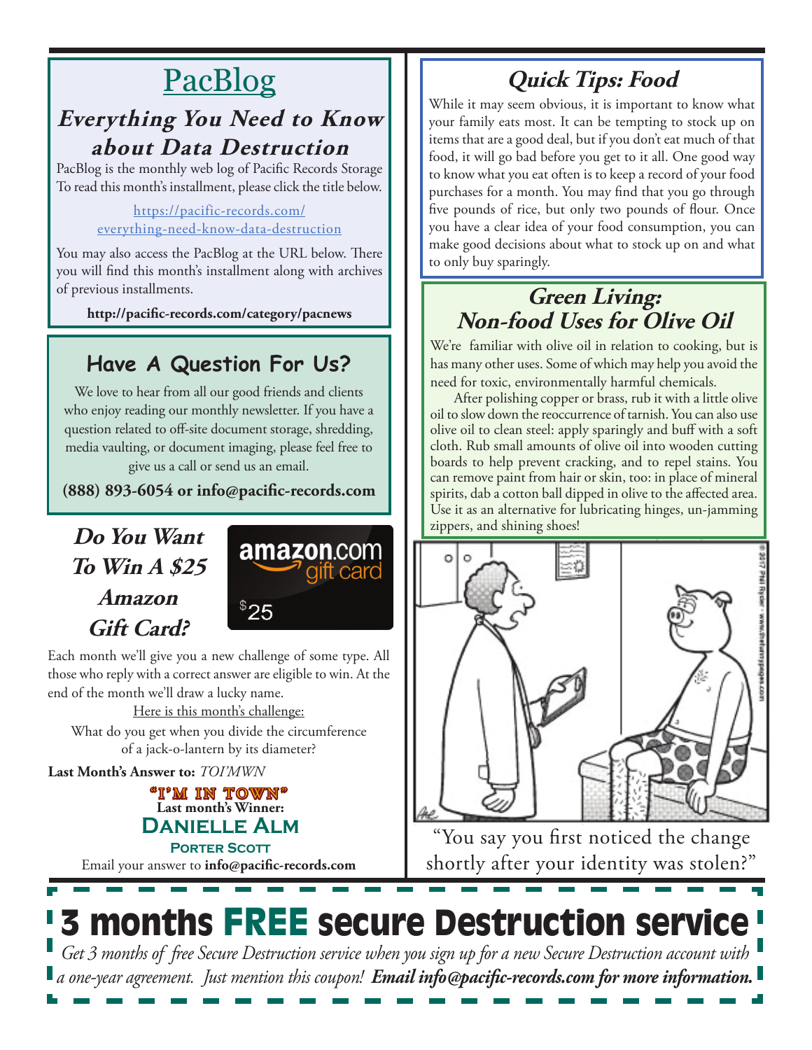# PacBlog

## *Everything You Need to Know about Data Destruction*

PacBlog is the monthly web log of Pacific Records Storage To read this month's installment, please click the title below.

https://pacific-records.com/everything-need-know-data-destruction

You may also access the PacBlog at the URL below. There you will find this month's installment along with archives of previous installments.

**http://pacific-records.com/category/pacnews**

## Have A Question For Us?

We love to hear from all our good friends and clients who enjoy reading our monthly newsletter. If you have a question related to off-site document storage, shredding, media vaulting, or document imaging, please feel free to give us a call or send us an email.

**(888) 893-6054 or info@pacific-records.com**

## *Do You Want To Win A $25 Amazon Gift Card?*

Each month we'll give you a new challenge of some type. All those who reply with a correct answer are eligible to win. At the end of the month we'll draw a lucky name.

Here is this month's challenge:

What do you get when you divide the circumference of a jack-o-lantern by its diameter?

**Last Month's Answer to:** *TOI'MWN*

**"I'M IN TOWN"**

**Last month's Winner:**

**DANIELLE ALM**

**PORTER SCOTT**

Email your answer to **info@pacific-records.com**

## *Quick Tips: Food*

While it may seem obvious, it is important to know what your family eats most. It can be tempting to stock up on items that are a good deal, but if you don't eat much of that food, it will go bad before you get to it all. One good way to know what you eat often is to keep a record of your food purchases for a month. You may find that you go through five pounds of rice, but only two pounds of flour. Once you have a clear idea of your food consumption, you can make good decisions about what to stock up on and what to only buy sparingly.

## *Green Living: Non-food Uses for Olive Oil*

We're familiar with olive oil in relation to cooking, but is has many other uses. Some of which may help you avoid the need for toxic, environmentally harmful chemicals.

After polishing copper or brass, rub it with a little olive oil to slow down the reoccurrence of tarnish. You can also use olive oil to clean steel: apply sparingly and buff with a soft cloth. Rub small amounts of olive oil into wooden cutting boards to help prevent cracking, and to repel stains. You can remove paint from hair or skin, too: in place of mineral spirits, dab a cotton ball dipped in olive to the affected area. Use it as an alternative for lubricating hinges, un-jamming zippers, and shining shoes!

"You say you first noticed the change shortly after your identity was stolen?"

# 3 months FREE secure Destruction service

*Get 3 months of free Secure Destruction service when you sign up for a new Secure Destruction account with a one-year agreement. Just mention this coupon!* ***Email info@pacific-records.com for more information.***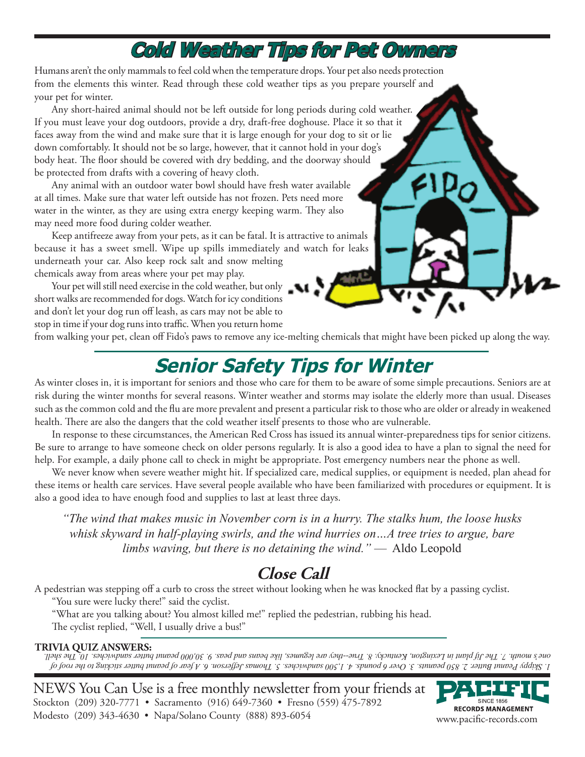# Cold Weather Tips for Pet Owners

Humans aren't the only mammals to feel cold when the temperature drops. Your pet also needs protection from the elements this winter. Read through these cold weather tips as you prepare yourself and your pet for winter.

Any short-haired animal should not be left outside for long periods during cold weather. If you must leave your dog outdoors, provide a dry, draft-free doghouse. Place it so that it faces away from the wind and make sure that it is large enough for your dog to sit or lie down comfortably. It should not be so large, however, that it cannot hold in your dog's body heat. The floor should be covered with dry bedding, and the doorway should be protected from drafts with a covering of heavy cloth.

Any animal with an outdoor water bowl should have fresh water available at all times. Make sure that water left outside has not frozen. Pets need more water in the winter, as they are using extra energy keeping warm. They also may need more food during colder weather.

Keep antifreeze away from your pets, as it can be fatal. It is attractive to animals because it has a sweet smell. Wipe up spills immediately and watch for leaks underneath your car. Also keep rock salt and snow melting chemicals away from areas where your pet may play.

Your pet will still need exercise in the cold weather, but only short walks are recommended for dogs. Watch for icy conditions and don't let your dog run off leash, as cars may not be able to stop in time if your dog runs into traffic. When you return home from walking your pet, clean off Fido's paws to remove any ice-melting chemicals that might have been picked up along the way.

# Senior Safety Tips for Winter

As winter closes in, it is important for seniors and those who care for them to be aware of some simple precautions. Seniors are at risk during the winter months for several reasons. Winter weather and storms may isolate the elderly more than usual. Diseases such as the common cold and the flu are more prevalent and present a particular risk to those who are older or already in weakened health. There are also the dangers that the cold weather itself presents to those who are vulnerable.

In response to these circumstances, the American Red Cross has issued its annual winter-preparedness tips for senior citizens. Be sure to arrange to have someone check on older persons regularly. It is also a good idea to have a plan to signal the need for help. For example, a daily phone call to check in might be appropriate. Post emergency numbers near the phone as well.

We never know when severe weather might hit. If specialized care, medical supplies, or equipment is needed, plan ahead for these items or health care services. Have several people available who have been familiarized with procedures or equipment. It is also a good idea to have enough food and supplies to last at least three days.

*"The wind that makes music in November corn is in a hurry. The stalks hum, the loose husks whisk skyward in half-playing swirls, and the wind hurries on…A tree tries to argue, bare limbs waving, but there is no detaining the wind."* — Aldo Leopold

## Close Call

A pedestrian was stepping off a curb to cross the street without looking when he was knocked flat by a passing cyclist.

"You sure were lucky there!" said the cyclist.

"What are you talking about? You almost killed me!" replied the pedestrian, rubbing his head.

The cyclist replied, "Well, I usually drive a bus!"

**TRIVIA QUIZ ANSWERS:**

*1. Skippy Peanut Butter. 2. 850 peanuts. 3. Over 6 pounds. 4. 1,500 sandwiches. 5. Thomas Jefferson. 6. A fear of peanut butter sticking to the roof of one's mouth. 7. The Jif plant in Lexington, Kentucky. 8. True--they are legumes, like beans and peas. 9. 30,000 peanut butter sandwiches. 10. The shell.*

NEWS You Can Use is a free monthly newsletter from your friends at

Stockton (209) 320-7771 • Sacramento (916) 649-7360 • Fresno (559) 475-7892
Modesto (209) 343-4630 • Napa/Solano County (888) 893-6054

PACIFIC SINCE 1856 RECORDS MANAGEMENT
www.pacific-records.com